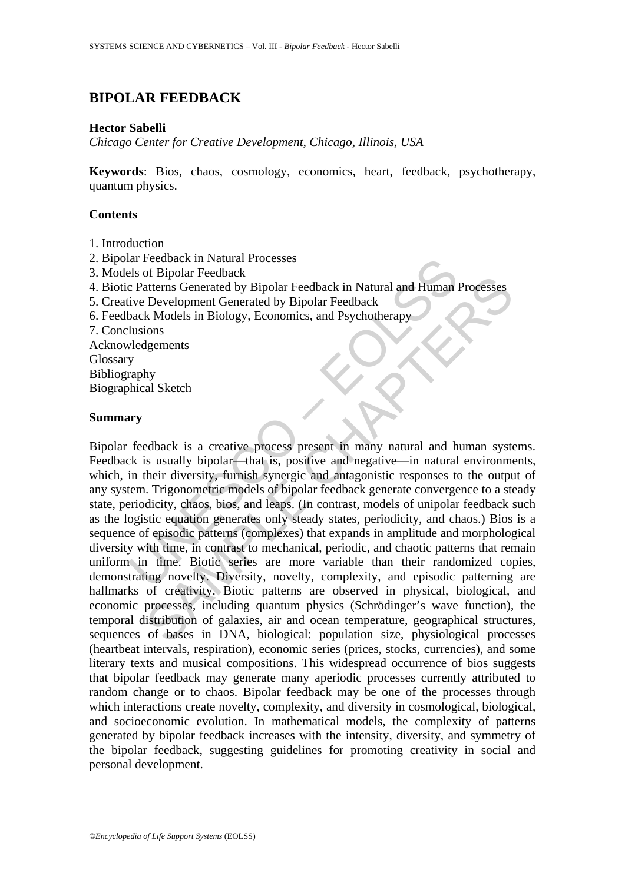# BIPOLAR FEEDBACK

**Hector Sabelli**

*Chicago Center for Creative Development, Chicago, Illinois, USA*

**Keywords**: Bios, chaos, cosmology, economics, heart, feedback, psychotherapy, quantum physics.

## Contents

1. Introduction
2. Bipolar Feedback in Natural Processes
3. Models of Bipolar Feedback
4. Biotic Patterns Generated by Bipolar Feedback in Natural and Human Processes
5. Creative Development Generated by Bipolar Feedback
6. Feedback Models in Biology, Economics, and Psychotherapy
7. Conclusions

Acknowledgements
Glossary
Bibliography
Biographical Sketch

## Summary

Bipolar feedback is a creative process present in many natural and human systems. Feedback is usually bipolar—that is, positive and negative—in natural environments, which, in their diversity, furnish synergic and antagonistic responses to the output of any system. Trigonometric models of bipolar feedback generate convergence to a steady state, periodicity, chaos, bios, and leaps. (In contrast, models of unipolar feedback such as the logistic equation generates only steady states, periodicity, and chaos.) Bios is a sequence of episodic patterns (complexes) that expands in amplitude and morphological diversity with time, in contrast to mechanical, periodic, and chaotic patterns that remain uniform in time. Biotic series are more variable than their randomized copies, demonstrating novelty. Diversity, novelty, complexity, and episodic patterning are hallmarks of creativity. Biotic patterns are observed in physical, biological, and economic processes, including quantum physics (Schrödinger's wave function), the temporal distribution of galaxies, air and ocean temperature, geographical structures, sequences of bases in DNA, biological: population size, physiological processes (heartbeat intervals, respiration), economic series (prices, stocks, currencies), and some literary texts and musical compositions. This widespread occurrence of bios suggests that bipolar feedback may generate many aperiodic processes currently attributed to random change or to chaos. Bipolar feedback may be one of the processes through which interactions create novelty, complexity, and diversity in cosmological, biological, and socioeconomic evolution. In mathematical models, the complexity of patterns generated by bipolar feedback increases with the intensity, diversity, and symmetry of the bipolar feedback, suggesting guidelines for promoting creativity in social and personal development.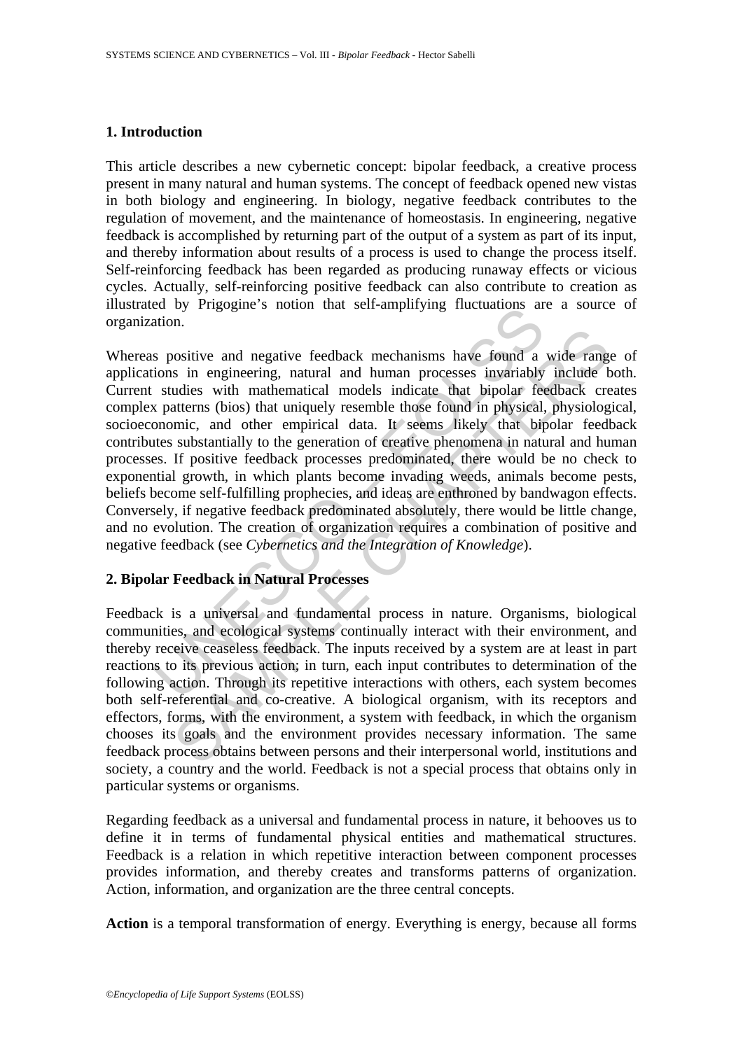## 1. Introduction

This article describes a new cybernetic concept: bipolar feedback, a creative process present in many natural and human systems. The concept of feedback opened new vistas in both biology and engineering. In biology, negative feedback contributes to the regulation of movement, and the maintenance of homeostasis. In engineering, negative feedback is accomplished by returning part of the output of a system as part of its input, and thereby information about results of a process is used to change the process itself. Self-reinforcing feedback has been regarded as producing runaway effects or vicious cycles. Actually, self-reinforcing positive feedback can also contribute to creation as illustrated by Prigogine's notion that self-amplifying fluctuations are a source of organization.

Whereas positive and negative feedback mechanisms have found a wide range of applications in engineering, natural and human processes invariably include both. Current studies with mathematical models indicate that bipolar feedback creates complex patterns (bios) that uniquely resemble those found in physical, physiological, socioeconomic, and other empirical data. It seems likely that bipolar feedback contributes substantially to the generation of creative phenomena in natural and human processes. If positive feedback processes predominated, there would be no check to exponential growth, in which plants become invading weeds, animals become pests, beliefs become self-fulfilling prophecies, and ideas are enthroned by bandwagon effects. Conversely, if negative feedback predominated absolutely, there would be little change, and no evolution. The creation of organization requires a combination of positive and negative feedback (see *Cybernetics and the Integration of Knowledge*).

## 2. Bipolar Feedback in Natural Processes

Feedback is a universal and fundamental process in nature. Organisms, biological communities, and ecological systems continually interact with their environment, and thereby receive ceaseless feedback. The inputs received by a system are at least in part reactions to its previous action; in turn, each input contributes to determination of the following action. Through its repetitive interactions with others, each system becomes both self-referential and co-creative. A biological organism, with its receptors and effectors, forms, with the environment, a system with feedback, in which the organism chooses its goals and the environment provides necessary information. The same feedback process obtains between persons and their interpersonal world, institutions and society, a country and the world. Feedback is not a special process that obtains only in particular systems or organisms.

Regarding feedback as a universal and fundamental process in nature, it behooves us to define it in terms of fundamental physical entities and mathematical structures. Feedback is a relation in which repetitive interaction between component processes provides information, and thereby creates and transforms patterns of organization. Action, information, and organization are the three central concepts.

**Action** is a temporal transformation of energy. Everything is energy, because all forms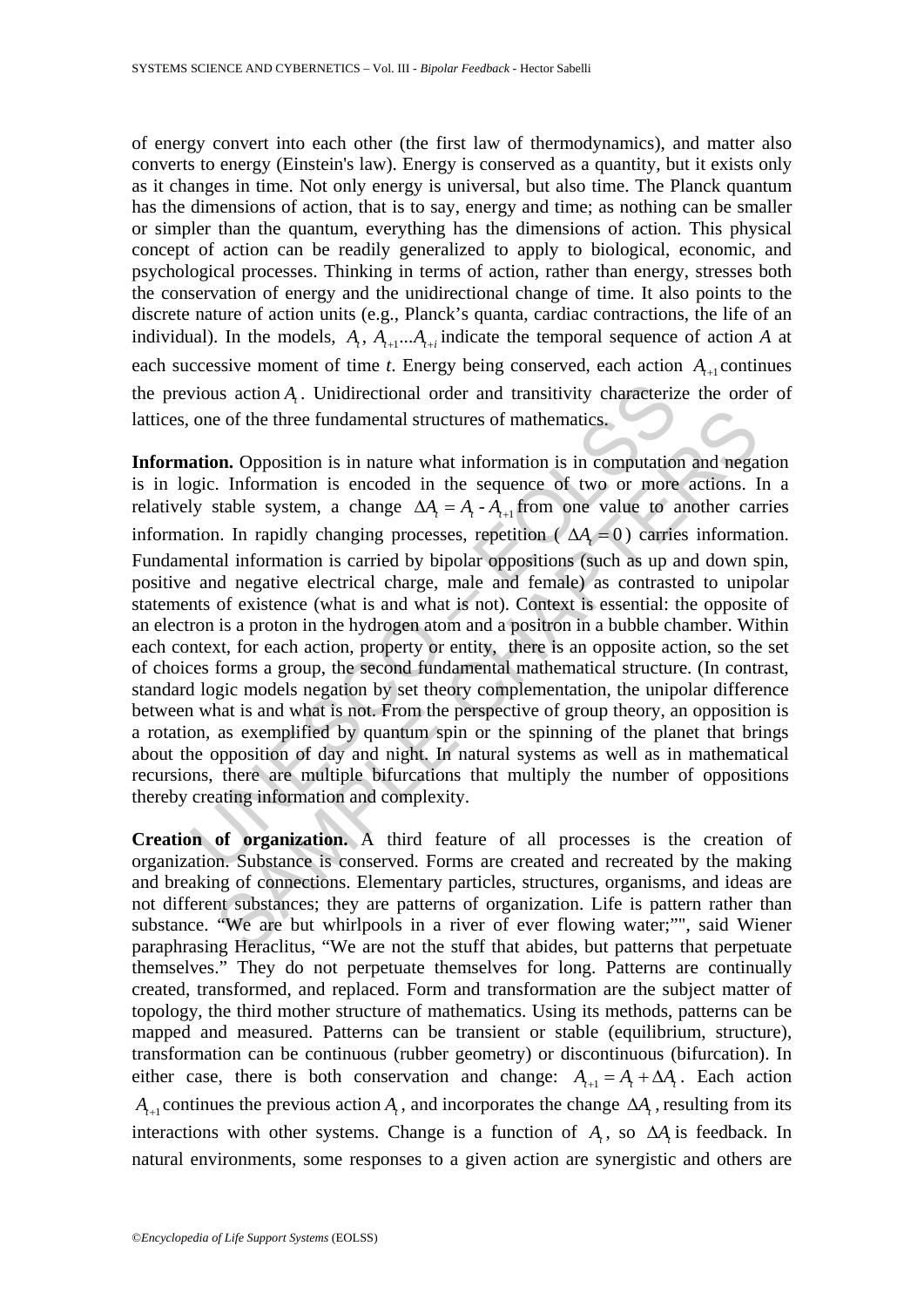of energy convert into each other (the first law of thermodynamics), and matter also converts to energy (Einstein's law). Energy is conserved as a quantity, but it exists only as it changes in time. Not only energy is universal, but also time. The Planck quantum has the dimensions of action, that is to say, energy and time; as nothing can be smaller or simpler than the quantum, everything has the dimensions of action. This physical concept of action can be readily generalized to apply to biological, economic, and psychological processes. Thinking in terms of action, rather than energy, stresses both the conservation of energy and the unidirectional change of time. It also points to the discrete nature of action units (e.g., Planck's quanta, cardiac contractions, the life of an individual). In the models, $A_t$, $A_{t+1}...A_{t+i}$ indicate the temporal sequence of action $A$ at each successive moment of time $t$. Energy being conserved, each action $A_{t+1}$ continues the previous action $A_t$. Unidirectional order and transitivity characterize the order of lattices, one of the three fundamental structures of mathematics.

**Information.** Opposition is in nature what information is in computation and negation is in logic. Information is encoded in the sequence of two or more actions. In a relatively stable system, a change $\Delta A_t = A_t - A_{t+1}$ from one value to another carries information. In rapidly changing processes, repetition ( $\Delta A_t = 0$ ) carries information. Fundamental information is carried by bipolar oppositions (such as up and down spin, positive and negative electrical charge, male and female) as contrasted to unipolar statements of existence (what is and what is not). Context is essential: the opposite of an electron is a proton in the hydrogen atom and a positron in a bubble chamber. Within each context, for each action, property or entity, there is an opposite action, so the set of choices forms a group, the second fundamental mathematical structure. (In contrast, standard logic models negation by set theory complementation, the unipolar difference between what is and what is not. From the perspective of group theory, an opposition is a rotation, as exemplified by quantum spin or the spinning of the planet that brings about the opposition of day and night. In natural systems as well as in mathematical recursions, there are multiple bifurcations that multiply the number of oppositions thereby creating information and complexity.

**Creation of organization.** A third feature of all processes is the creation of organization. Substance is conserved. Forms are created and recreated by the making and breaking of connections. Elementary particles, structures, organisms, and ideas are not different substances; they are patterns of organization. Life is pattern rather than substance. "We are but whirlpools in a river of ever flowing water;"", said Wiener paraphrasing Heraclitus, "We are not the stuff that abides, but patterns that perpetuate themselves." They do not perpetuate themselves for long. Patterns are continually created, transformed, and replaced. Form and transformation are the subject matter of topology, the third mother structure of mathematics. Using its methods, patterns can be mapped and measured. Patterns can be transient or stable (equilibrium, structure), transformation can be continuous (rubber geometry) or discontinuous (bifurcation). In either case, there is both conservation and change: $A_{t+1} = A_t + \Delta A_t$. Each action $A_{t+1}$ continues the previous action $A_t$, and incorporates the change $\Delta A_t$, resulting from its interactions with other systems. Change is a function of $A_t$, so $\Delta A_t$ is feedback. In natural environments, some responses to a given action are synergistic and others are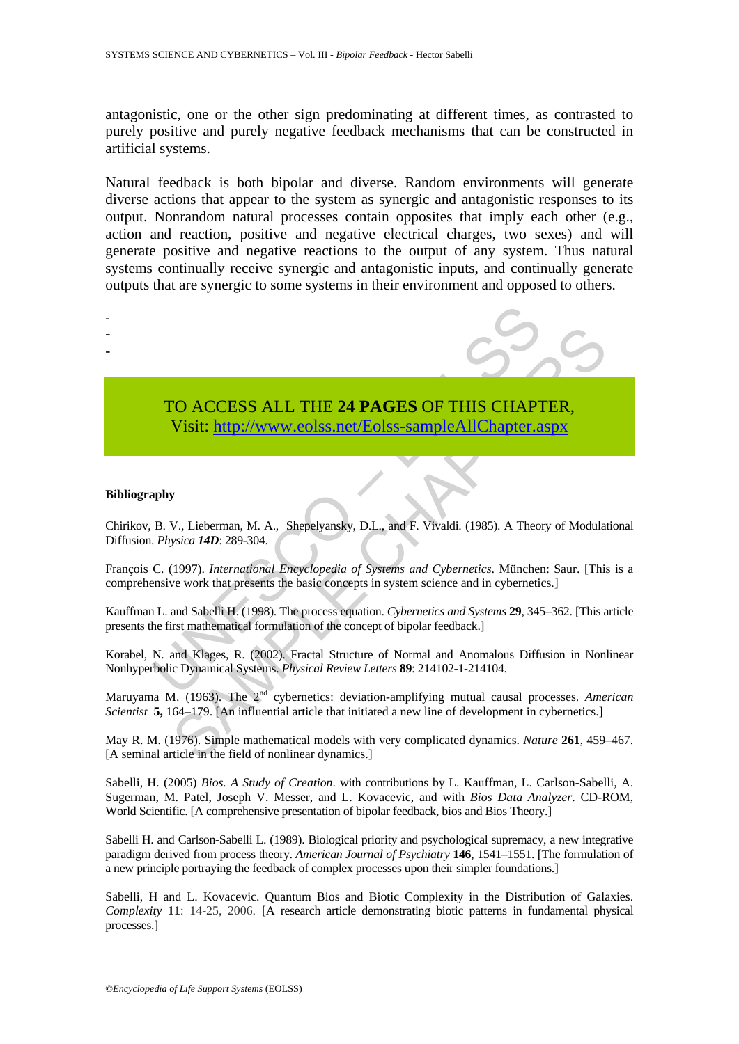antagonistic, one or the other sign predominating at different times, as contrasted to purely positive and purely negative feedback mechanisms that can be constructed in artificial systems.

Natural feedback is both bipolar and diverse. Random environments will generate diverse actions that appear to the system as synergic and antagonistic responses to its output. Nonrandom natural processes contain opposites that imply each other (e.g., action and reaction, positive and negative electrical charges, two sexes) and will generate positive and negative reactions to the output of any system. Thus natural systems continually receive synergic and antagonistic inputs, and continually generate outputs that are synergic to some systems in their environment and opposed to others.

-
-
-

TO ACCESS ALL THE **24 PAGES** OF THIS CHAPTER,
Visit: http://www.eolss.net/Eolss-sampleAllChapter.aspx

**Bibliography**

Chirikov, B. V., Lieberman, M. A., Shepelyansky, D.L., and F. Vivaldi. (1985). A Theory of Modulational Diffusion. *Physica* ***14D***: 289-304.

François C. (1997). *International Encyclopedia of Systems and Cybernetics*. München: Saur. [This is a comprehensive work that presents the basic concepts in system science and in cybernetics.]

Kauffman L. and Sabelli H. (1998). The process equation. *Cybernetics and Systems* **29**, 345–362. [This article presents the first mathematical formulation of the concept of bipolar feedback.]

Korabel, N. and Klages, R. (2002). Fractal Structure of Normal and Anomalous Diffusion in Nonlinear Nonhyperbolic Dynamical Systems. *Physical Review Letters* **89**: 214102-1-214104.

Maruyama M. (1963). The 2nd cybernetics: deviation-amplifying mutual causal processes. *American Scientist* **5,** 164–179. [An influential article that initiated a new line of development in cybernetics.]

May R. M. (1976). Simple mathematical models with very complicated dynamics. *Nature* **261**, 459–467. [A seminal article in the field of nonlinear dynamics.]

Sabelli, H. (2005) *Bios. A Study of Creation*. with contributions by L. Kauffman, L. Carlson-Sabelli, A. Sugerman, M. Patel, Joseph V. Messer, and L. Kovacevic, and with *Bios Data Analyzer*. CD-ROM, World Scientific. [A comprehensive presentation of bipolar feedback, bios and Bios Theory.]

Sabelli H. and Carlson-Sabelli L. (1989). Biological priority and psychological supremacy, a new integrative paradigm derived from process theory. *American Journal of Psychiatry* **146**, 1541–1551. [The formulation of a new principle portraying the feedback of complex processes upon their simpler foundations.]

Sabelli, H and L. Kovacevic. Quantum Bios and Biotic Complexity in the Distribution of Galaxies. *Complexity* **11**: 14-25, 2006. [A research article demonstrating biotic patterns in fundamental physical processes.]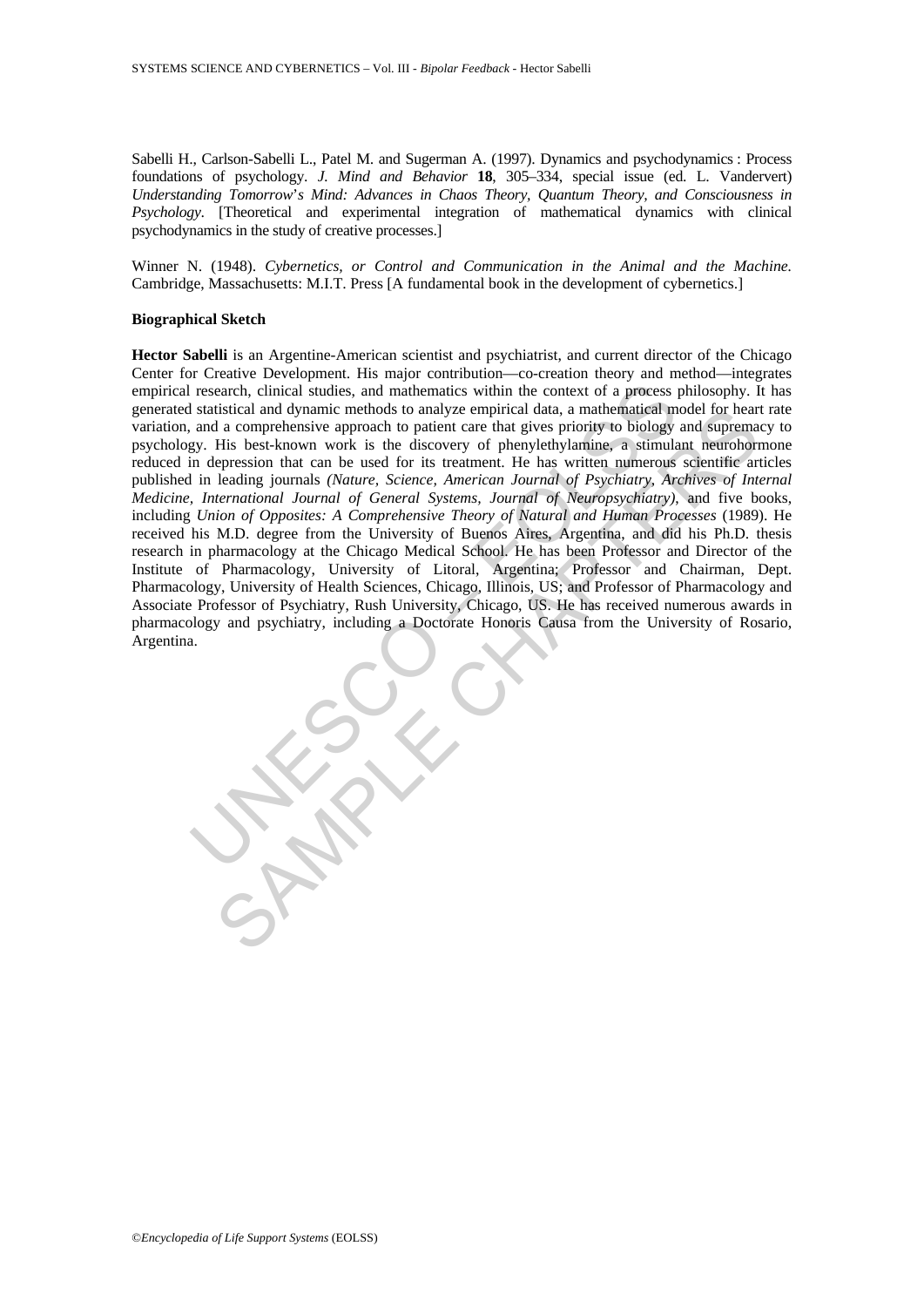Sabelli H., Carlson-Sabelli L., Patel M. and Sugerman A. (1997). Dynamics and psychodynamics : Process foundations of psychology. *J. Mind and Behavior* **18**, 305–334, special issue (ed. L. Vandervert) *Understanding Tomorrow*'*s Mind: Advances in Chaos Theory, Quantum Theory, and Consciousness in Psychology*. [Theoretical and experimental integration of mathematical dynamics with clinical psychodynamics in the study of creative processes.]

Winner N. (1948). *Cybernetics, or Control and Communication in the Animal and the Machine.* Cambridge, Massachusetts: M.I.T. Press [A fundamental book in the development of cybernetics.]

**Biographical Sketch**

**Hector Sabelli** is an Argentine-American scientist and psychiatrist, and current director of the Chicago Center for Creative Development. His major contribution—co-creation theory and method—integrates empirical research, clinical studies, and mathematics within the context of a process philosophy. It has generated statistical and dynamic methods to analyze empirical data, a mathematical model for heart rate variation, and a comprehensive approach to patient care that gives priority to biology and supremacy to psychology. His best-known work is the discovery of phenylethylamine, a stimulant neurohormone reduced in depression that can be used for its treatment. He has written numerous scientific articles published in leading journals *(Nature, Science, American Journal of Psychiatry, Archives of Internal Medicine, International Journal of General Systems, Journal of Neuropsychiatry)*, and five books, including *Union of Opposites: A Comprehensive Theory of Natural and Human Processes* (1989). He received his M.D. degree from the University of Buenos Aires, Argentina, and did his Ph.D. thesis research in pharmacology at the Chicago Medical School. He has been Professor and Director of the Institute of Pharmacology, University of Litoral, Argentina; Professor and Chairman, Dept. Pharmacology, University of Health Sciences, Chicago, Illinois, US; and Professor of Pharmacology and Associate Professor of Psychiatry, Rush University, Chicago, US. He has received numerous awards in pharmacology and psychiatry, including a Doctorate Honoris Causa from the University of Rosario, Argentina.